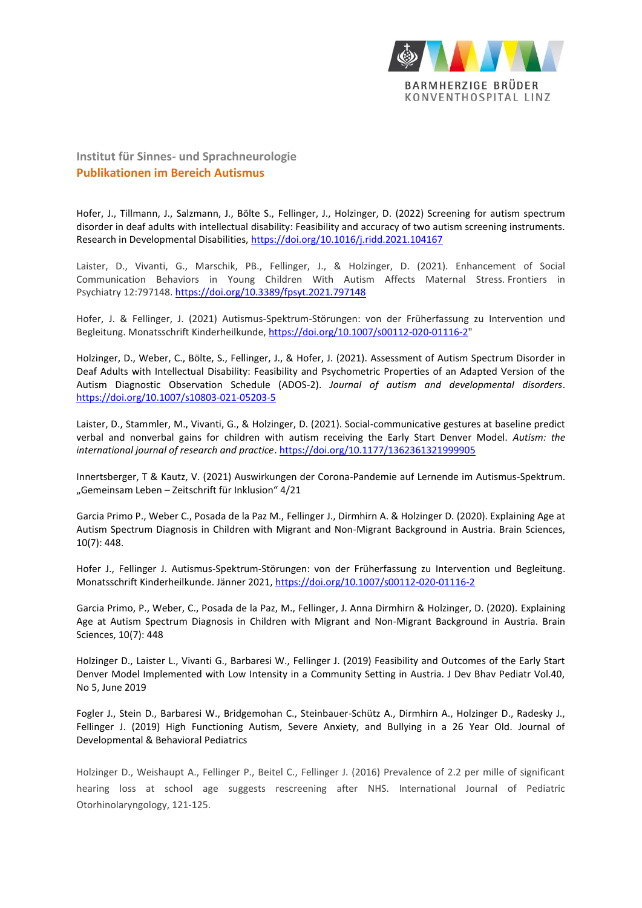BARMHERZIGE BRÜDER
KONVENTHOSPITAL LINZ

## Institut für Sinnes- und Sprachneurologie
## Publikationen im Bereich Autismus

Hofer, J., Tillmann, J., Salzmann, J., Bölte S., Fellinger, J., Holzinger, D. (2022) Screening for autism spectrum disorder in deaf adults with intellectual disability: Feasibility and accuracy of two autism screening instruments. Research in Developmental Disabilities, https://doi.org/10.1016/j.ridd.2021.104167

Laister, D., Vivanti, G., Marschik, PB., Fellinger, J., & Holzinger, D. (2021). Enhancement of Social Communication Behaviors in Young Children With Autism Affects Maternal Stress. Frontiers in Psychiatry 12:797148. https://doi.org/10.3389/fpsyt.2021.797148

Hofer, J. & Fellinger, J. (2021) Autismus-Spektrum-Störungen: von der Früherfassung zu Intervention und Begleitung. Monatsschrift Kinderheilkunde, https://doi.org/10.1007/s00112-020-01116-2"

Holzinger, D., Weber, C., Bölte, S., Fellinger, J., & Hofer, J. (2021). Assessment of Autism Spectrum Disorder in Deaf Adults with Intellectual Disability: Feasibility and Psychometric Properties of an Adapted Version of the Autism Diagnostic Observation Schedule (ADOS-2). *Journal of autism and developmental disorders*. https://doi.org/10.1007/s10803-021-05203-5

Laister, D., Stammler, M., Vivanti, G., & Holzinger, D. (2021). Social-communicative gestures at baseline predict verbal and nonverbal gains for children with autism receiving the Early Start Denver Model. *Autism: the international journal of research and practice*. https://doi.org/10.1177/1362361321999905

Innertsberger, T & Kautz, V. (2021) Auswirkungen der Corona-Pandemie auf Lernende im Autismus-Spektrum. „Gemeinsam Leben – Zeitschrift für Inklusion“ 4/21

Garcia Primo P., Weber C., Posada de la Paz M., Fellinger J., Dirmhirn A. & Holzinger D. (2020). Explaining Age at Autism Spectrum Diagnosis in Children with Migrant and Non-Migrant Background in Austria. Brain Sciences, 10(7): 448.

Hofer J., Fellinger J. Autismus-Spektrum-Störungen: von der Früherfassung zu Intervention und Begleitung. Monatsschrift Kinderheilkunde. Jänner 2021, https://doi.org/10.1007/s00112-020-01116-2

Garcia Primo, P., Weber, C., Posada de la Paz, M., Fellinger, J. Anna Dirmhirn & Holzinger, D. (2020). Explaining Age at Autism Spectrum Diagnosis in Children with Migrant and Non-Migrant Background in Austria. Brain Sciences, 10(7): 448

Holzinger D., Laister L., Vivanti G., Barbaresi W., Fellinger J. (2019) Feasibility and Outcomes of the Early Start Denver Model Implemented with Low Intensity in a Community Setting in Austria. J Dev Bhav Pediatr Vol.40, No 5, June 2019

Fogler J., Stein D., Barbaresi W., Bridgemohan C., Steinbauer-Schütz A., Dirmhirn A., Holzinger D., Radesky J., Fellinger J. (2019) High Functioning Autism, Severe Anxiety, and Bullying in a 26 Year Old. Journal of Developmental & Behavioral Pediatrics

Holzinger D., Weishaupt A., Fellinger P., Beitel C., Fellinger J. (2016) Prevalence of 2.2 per mille of significant hearing loss at school age suggests rescreening after NHS. International Journal of Pediatric Otorhinolaryngology, 121-125.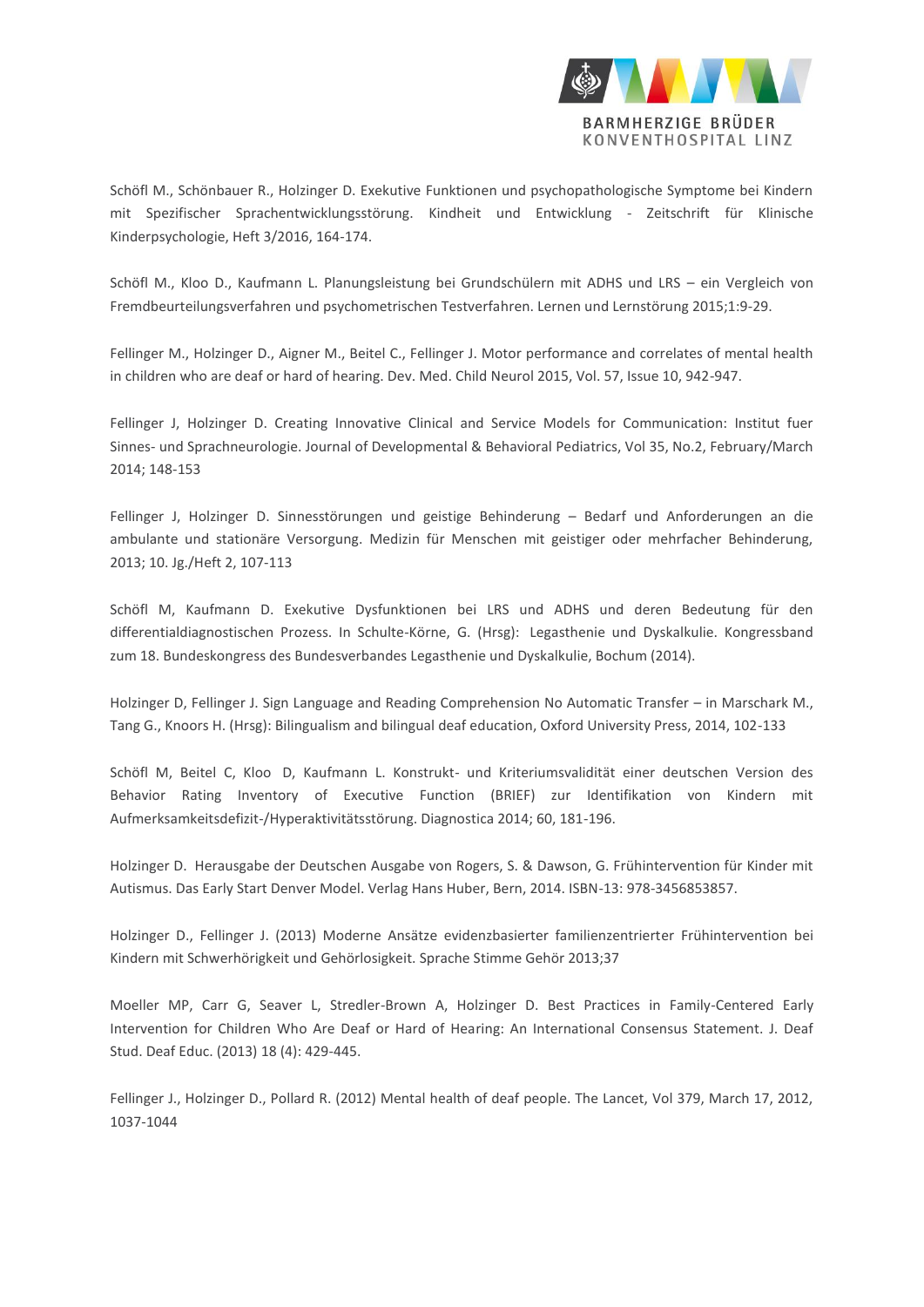Schöfl M., Schönbauer R., Holzinger D. Exekutive Funktionen und psychopathologische Symptome bei Kindern mit Spezifischer Sprachentwicklungsstörung. Kindheit und Entwicklung - Zeitschrift für Klinische Kinderpsychologie, Heft 3/2016, 164-174.

Schöfl M., Kloo D., Kaufmann L. Planungsleistung bei Grundschülern mit ADHS und LRS – ein Vergleich von Fremdbeurteilungsverfahren und psychometrischen Testverfahren. Lernen und Lernstörung 2015;1:9-29.

Fellinger M., Holzinger D., Aigner M., Beitel C., Fellinger J. Motor performance and correlates of mental health in children who are deaf or hard of hearing. Dev. Med. Child Neurol 2015, Vol. 57, Issue 10, 942-947.

Fellinger J, Holzinger D. Creating Innovative Clinical and Service Models for Communication: Institut fuer Sinnes- und Sprachneurologie. Journal of Developmental & Behavioral Pediatrics, Vol 35, No.2, February/March 2014; 148-153

Fellinger J, Holzinger D. Sinnesstörungen und geistige Behinderung – Bedarf und Anforderungen an die ambulante und stationäre Versorgung. Medizin für Menschen mit geistiger oder mehrfacher Behinderung, 2013; 10. Jg./Heft 2, 107-113

Schöfl M, Kaufmann D. Exekutive Dysfunktionen bei LRS und ADHS und deren Bedeutung für den differentialdiagnostischen Prozess. In Schulte-Körne, G. (Hrsg): Legasthenie und Dyskalkulie. Kongressband zum 18. Bundeskongress des Bundesverbandes Legasthenie und Dyskalkulie, Bochum (2014).

Holzinger D, Fellinger J. Sign Language and Reading Comprehension No Automatic Transfer – in Marschark M., Tang G., Knoors H. (Hrsg): Bilingualism and bilingual deaf education, Oxford University Press, 2014, 102-133

Schöfl M, Beitel C, Kloo D, Kaufmann L. Konstrukt- und Kriteriumsvalidität einer deutschen Version des Behavior Rating Inventory of Executive Function (BRIEF) zur Identifikation von Kindern mit Aufmerksamkeitsdefizit-/Hyperaktivitätsstörung. Diagnostica 2014; 60, 181-196.

Holzinger D. Herausgabe der Deutschen Ausgabe von Rogers, S. & Dawson, G. Frühintervention für Kinder mit Autismus. Das Early Start Denver Model. Verlag Hans Huber, Bern, 2014. ISBN-13: 978-3456853857.

Holzinger D., Fellinger J. (2013) Moderne Ansätze evidenzbasierter familienzentrierter Frühintervention bei Kindern mit Schwerhörigkeit und Gehörlosigkeit. Sprache Stimme Gehör 2013;37

Moeller MP, Carr G, Seaver L, Stredler-Brown A, Holzinger D. Best Practices in Family-Centered Early Intervention for Children Who Are Deaf or Hard of Hearing: An International Consensus Statement. J. Deaf Stud. Deaf Educ. (2013) 18 (4): 429-445.

Fellinger J., Holzinger D., Pollard R. (2012) Mental health of deaf people. The Lancet, Vol 379, March 17, 2012, 1037-1044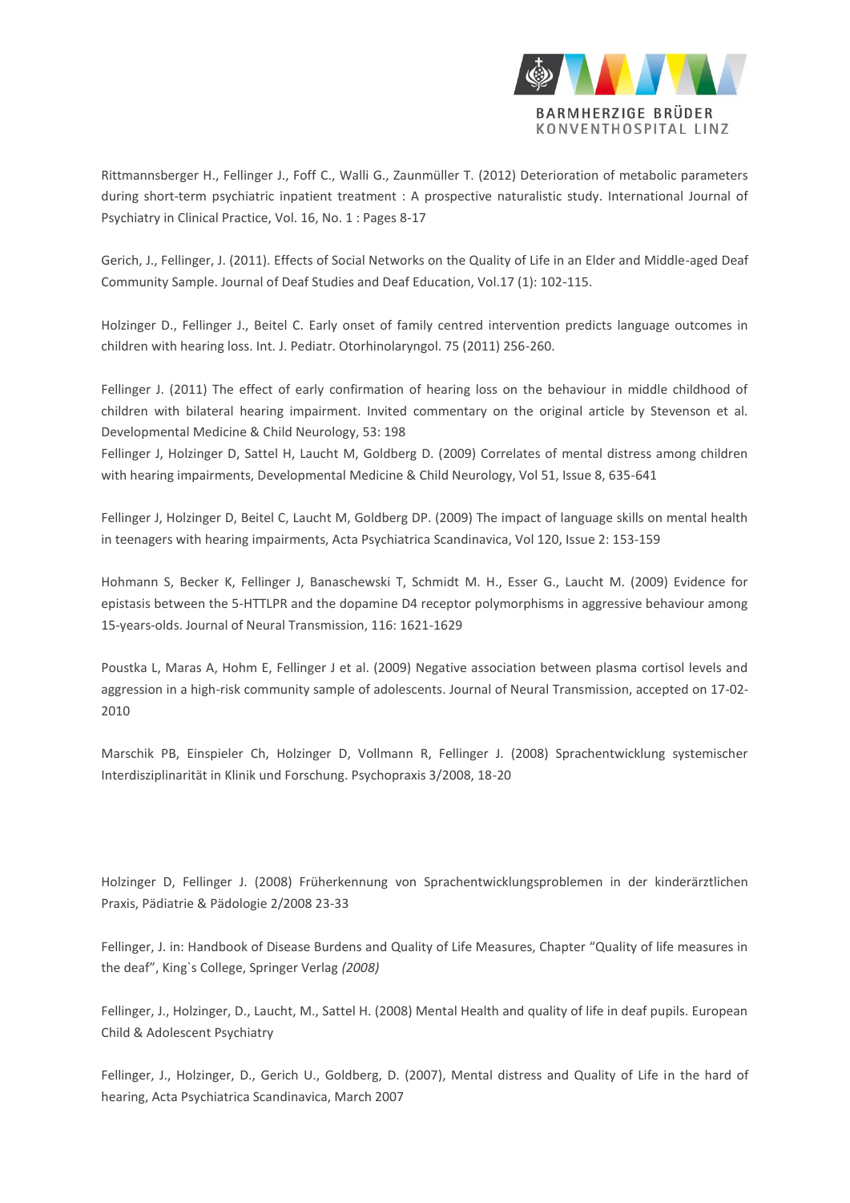Rittmannsberger H., Fellinger J., Foff C., Walli G., Zaunmüller T. (2012) Deterioration of metabolic parameters during short-term psychiatric inpatient treatment : A prospective naturalistic study. International Journal of Psychiatry in Clinical Practice, Vol. 16, No. 1 : Pages 8-17

Gerich, J., Fellinger, J. (2011). Effects of Social Networks on the Quality of Life in an Elder and Middle-aged Deaf Community Sample. Journal of Deaf Studies and Deaf Education, Vol.17 (1): 102-115.

Holzinger D., Fellinger J., Beitel C. Early onset of family centred intervention predicts language outcomes in children with hearing loss. Int. J. Pediatr. Otorhinolaryngol. 75 (2011) 256-260.

Fellinger J. (2011) The effect of early confirmation of hearing loss on the behaviour in middle childhood of children with bilateral hearing impairment. Invited commentary on the original article by Stevenson et al. Developmental Medicine & Child Neurology, 53: 198

Fellinger J, Holzinger D, Sattel H, Laucht M, Goldberg D. (2009) Correlates of mental distress among children with hearing impairments, Developmental Medicine & Child Neurology, Vol 51, Issue 8, 635-641

Fellinger J, Holzinger D, Beitel C, Laucht M, Goldberg DP. (2009) The impact of language skills on mental health in teenagers with hearing impairments, Acta Psychiatrica Scandinavica, Vol 120, Issue 2: 153-159

Hohmann S, Becker K, Fellinger J, Banaschewski T, Schmidt M. H., Esser G., Laucht M. (2009) Evidence for epistasis between the 5-HTTLPR and the dopamine D4 receptor polymorphisms in aggressive behaviour among 15-years-olds. Journal of Neural Transmission, 116: 1621-1629

Poustka L, Maras A, Hohm E, Fellinger J et al. (2009) Negative association between plasma cortisol levels and aggression in a high-risk community sample of adolescents. Journal of Neural Transmission, accepted on 17-02-2010

Marschik PB, Einspieler Ch, Holzinger D, Vollmann R, Fellinger J. (2008) Sprachentwicklung systemischer Interdisziplinarität in Klinik und Forschung. Psychopraxis 3/2008, 18-20

Holzinger D, Fellinger J. (2008) Früherkennung von Sprachentwicklungsproblemen in der kinderärztlichen Praxis, Pädiatrie & Pädologie 2/2008 23-33

Fellinger, J. in: Handbook of Disease Burdens and Quality of Life Measures, Chapter "Quality of life measures in the deaf", King`s College, Springer Verlag *(2008)*

Fellinger, J., Holzinger, D., Laucht, M., Sattel H. (2008) Mental Health and quality of life in deaf pupils. European Child & Adolescent Psychiatry

Fellinger, J., Holzinger, D., Gerich U., Goldberg, D. (2007), Mental distress and Quality of Life in the hard of hearing, Acta Psychiatrica Scandinavica, March 2007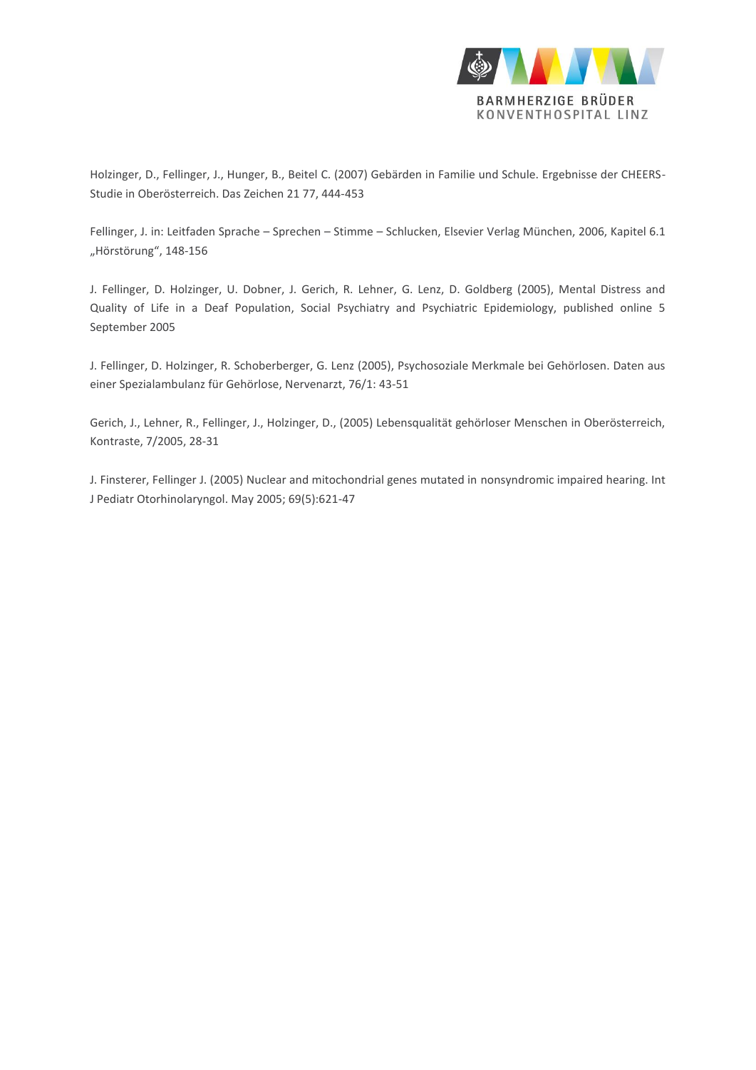Holzinger, D., Fellinger, J., Hunger, B., Beitel C. (2007) Gebärden in Familie und Schule. Ergebnisse der CHEERS-Studie in Oberösterreich. Das Zeichen 21 77, 444-453

Fellinger, J. in: Leitfaden Sprache – Sprechen – Stimme – Schlucken, Elsevier Verlag München, 2006, Kapitel 6.1 „Hörstörung", 148-156

J. Fellinger, D. Holzinger, U. Dobner, J. Gerich, R. Lehner, G. Lenz, D. Goldberg (2005), Mental Distress and Quality of Life in a Deaf Population, Social Psychiatry and Psychiatric Epidemiology, published online 5 September 2005

J. Fellinger, D. Holzinger, R. Schoberberger, G. Lenz (2005), Psychosoziale Merkmale bei Gehörlosen. Daten aus einer Spezialambulanz für Gehörlose, Nervenarzt, 76/1: 43-51

Gerich, J., Lehner, R., Fellinger, J., Holzinger, D., (2005) Lebensqualität gehörloser Menschen in Oberösterreich, Kontraste, 7/2005, 28-31

J. Finsterer, Fellinger J. (2005) Nuclear and mitochondrial genes mutated in nonsyndromic impaired hearing. Int J Pediatr Otorhinolaryngol. May 2005; 69(5):621-47